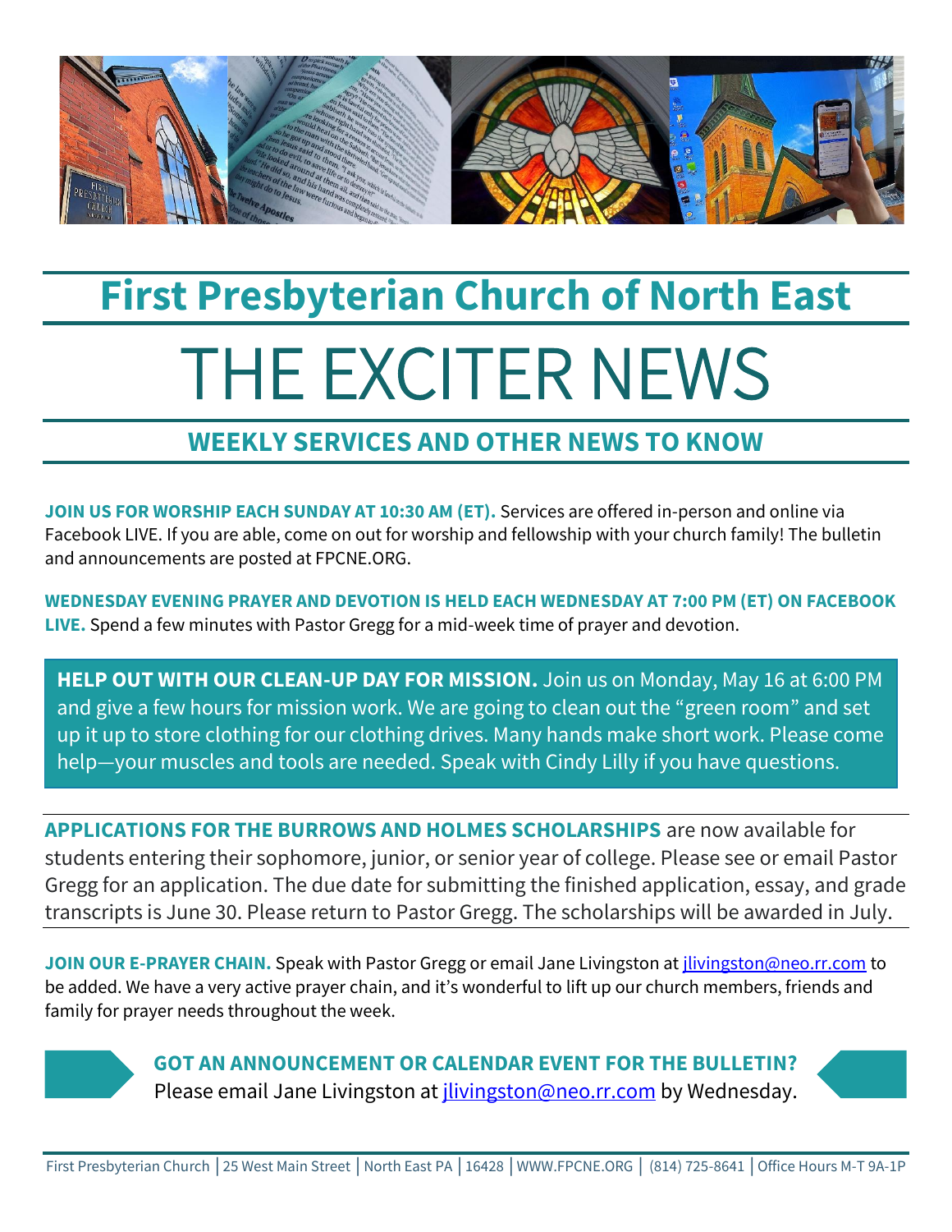# First Presbyterian Church of North East

# THE EXCITER NEWS

## WEEKLY SERVICES AND OTHER NEWS TO KNOW

**JOIN US FOR WORSHIP EACH SUNDAY AT 10:30 AM (ET).** Services are offered in-person and online via Facebook LIVE. If you are able, come on out for worship and fellowship with your church family! The bulletin and announcements are posted at FPCNE.ORG.

**WEDNESDAY EVENING PRAYER AND DEVOTION IS HELD EACH WEDNESDAY AT 7:00 PM (ET) ON FACEBOOK LIVE.** Spend a few minutes with Pastor Gregg for a mid-week time of prayer and devotion.

**HELP OUT WITH OUR CLEAN-UP DAY FOR MISSION.** Join us on Monday, May 16 at 6:00 PM and give a few hours for mission work. We are going to clean out the "green room" and set up it up to store clothing for our clothing drives. Many hands make short work. Please come help—your muscles and tools are needed. Speak with Cindy Lilly if you have questions.

**APPLICATIONS FOR THE BURROWS AND HOLMES SCHOLARSHIPS** are now available for students entering their sophomore, junior, or senior year of college. Please see or email Pastor Gregg for an application. The due date for submitting the finished application, essay, and grade transcripts is June 30. Please return to Pastor Gregg. The scholarships will be awarded in July.

**JOIN OUR E-PRAYER CHAIN.** Speak with Pastor Gregg or email Jane Livingston at jlivingston@neo.rr.com to be added. We have a very active prayer chain, and it's wonderful to lift up our church members, friends and family for prayer needs throughout the week.

**GOT AN ANNOUNCEMENT OR CALENDAR EVENT FOR THE BULLETIN?**
Please email Jane Livingston at jlivingston@neo.rr.com by Wednesday.

First Presbyterian Church | 25 West Main Street | North East PA | 16428 | WWW.FPCNE.ORG | (814) 725-8641 | Office Hours M-T 9A-1P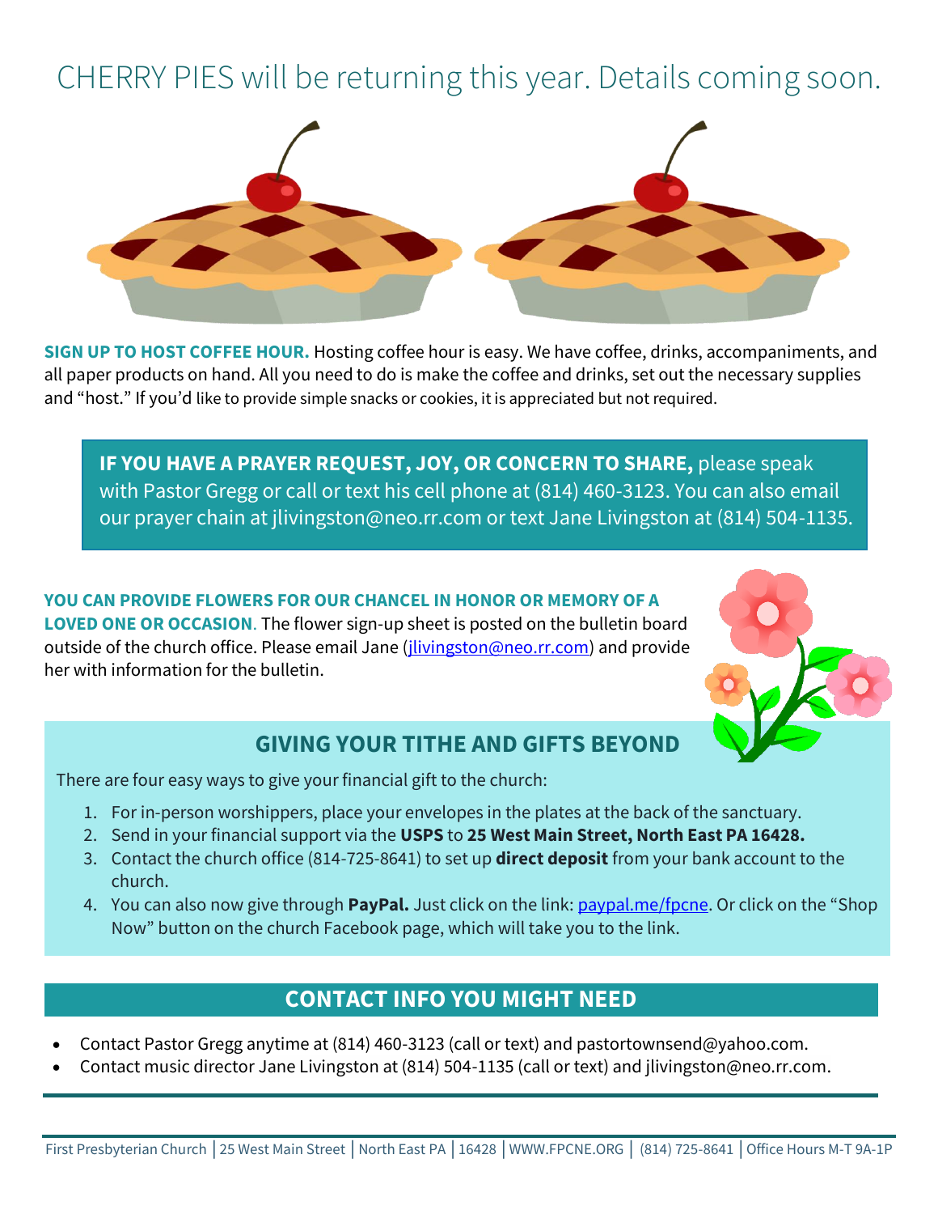CHERRY PIES will be returning this year. Details coming soon.

**SIGN UP TO HOST COFFEE HOUR.** Hosting coffee hour is easy. We have coffee, drinks, accompaniments, and all paper products on hand. All you need to do is make the coffee and drinks, set out the necessary supplies and "host." If you'd like to provide simple snacks or cookies, it is appreciated but not required.

**IF YOU HAVE A PRAYER REQUEST, JOY, OR CONCERN TO SHARE,** please speak with Pastor Gregg or call or text his cell phone at (814) 460-3123. You can also email our prayer chain at jlivingston@neo.rr.com or text Jane Livingston at (814) 504-1135.

**YOU CAN PROVIDE FLOWERS FOR OUR CHANCEL IN HONOR OR MEMORY OF A LOVED ONE OR OCCASION.** The flower sign-up sheet is posted on the bulletin board outside of the church office. Please email Jane (jlivingston@neo.rr.com) and provide her with information for the bulletin.

## GIVING YOUR TITHE AND GIFTS BEYOND

There are four easy ways to give your financial gift to the church:

1. For in-person worshippers, place your envelopes in the plates at the back of the sanctuary.
2. Send in your financial support via the **USPS** to **25 West Main Street, North East PA 16428.**
3. Contact the church office (814-725-8641) to set up **direct deposit** from your bank account to the church.
4. You can also now give through **PayPal.** Just click on the link: paypal.me/fpcne. Or click on the "Shop Now" button on the church Facebook page, which will take you to the link.

## CONTACT INFO YOU MIGHT NEED

- Contact Pastor Gregg anytime at (814) 460-3123 (call or text) and pastortownsend@yahoo.com.
- Contact music director Jane Livingston at (814) 504-1135 (call or text) and jlivingston@neo.rr.com.

First Presbyterian Church | 25 West Main Street | North East PA | 16428 | WWW.FPCNE.ORG | (814) 725-8641 | Office Hours M-T 9A-1P